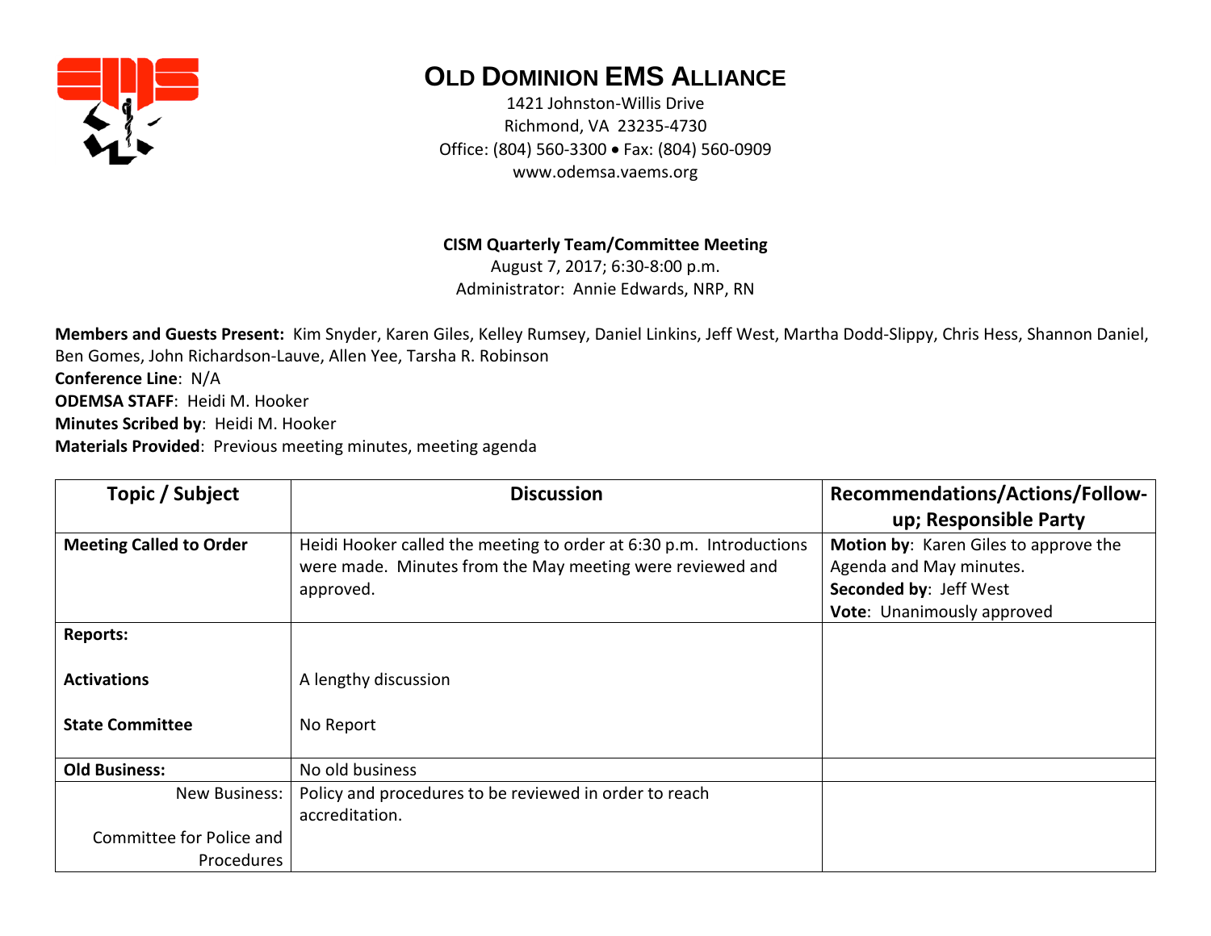# OLD DOMINION EMS ALLIANCE

1421 Johnston-Willis Drive
Richmond, VA 23235-4730
Office: (804) 560-3300 • Fax: (804) 560-0909
www.odemsa.vaems.org

**CISM Quarterly Team/Committee Meeting**
August 7, 2017; 6:30-8:00 p.m.
Administrator: Annie Edwards, NRP, RN

**Members and Guests Present:** Kim Snyder, Karen Giles, Kelley Rumsey, Daniel Linkins, Jeff West, Martha Dodd-Slippy, Chris Hess, Shannon Daniel, Ben Gomes, John Richardson-Lauve, Allen Yee, Tarsha R. Robinson
**Conference Line**: N/A
**ODEMSA STAFF**: Heidi M. Hooker
**Minutes Scribed by**: Heidi M. Hooker
**Materials Provided**: Previous meeting minutes, meeting agenda

| Topic / Subject | Discussion | Recommendations/Actions/Follow-up; Responsible Party |
|---|---|---|
| **Meeting Called to Order** | Heidi Hooker called the meeting to order at 6:30 p.m. Introductions were made. Minutes from the May meeting were reviewed and approved. | **Motion by**: Karen Giles to approve the Agenda and May minutes.<br>**Seconded by**: Jeff West<br>**Vote**: Unanimously approved |
| **Reports:**<br><br>**Activations**<br><br>**State Committee** | <br><br>A lengthy discussion<br><br>No Report | |
| **Old Business:** | No old business | |
| New Business:<br><br>Committee for Police and Procedures | Policy and procedures to be reviewed in order to reach accreditation. | |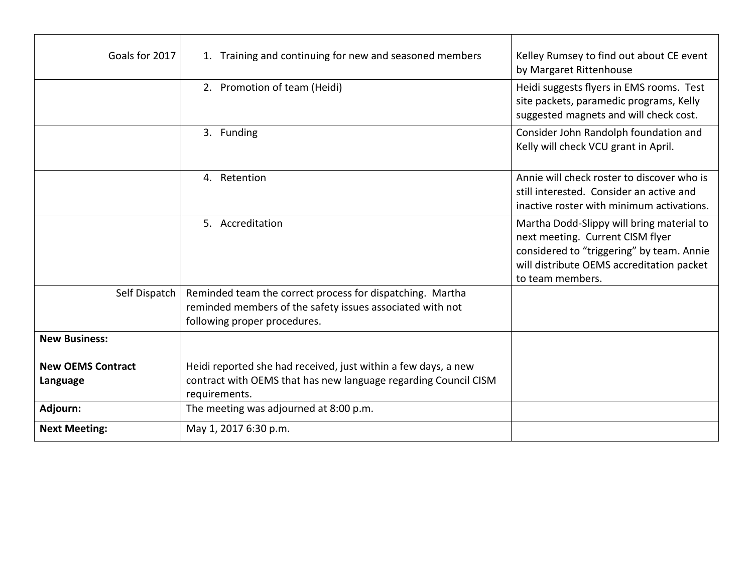| | | |
|---|---|---|
| Goals for 2017 | 1. Training and continuing for new and seasoned members | Kelley Rumsey to find out about CE event by Margaret Rittenhouse |
| | 2. Promotion of team (Heidi) | Heidi suggests flyers in EMS rooms. Test site packets, paramedic programs, Kelly suggested magnets and will check cost. |
| | 3. Funding | Consider John Randolph foundation and Kelly will check VCU grant in April. |
| | 4. Retention | Annie will check roster to discover who is still interested. Consider an active and inactive roster with minimum activations. |
| | 5. Accreditation | Martha Dodd-Slippy will bring material to next meeting. Current CISM flyer considered to "triggering" by team. Annie will distribute OEMS accreditation packet to team members. |
| Self Dispatch | Reminded team the correct process for dispatching. Martha reminded members of the safety issues associated with not following proper procedures. | |
| **New Business:**<br><br>**New OEMS Contract Language** | Heidi reported she had received, just within a few days, a new contract with OEMS that has new language regarding Council CISM requirements. | |
| **Adjourn:** | The meeting was adjourned at 8:00 p.m. | |
| **Next Meeting:** | May 1, 2017 6:30 p.m. | |